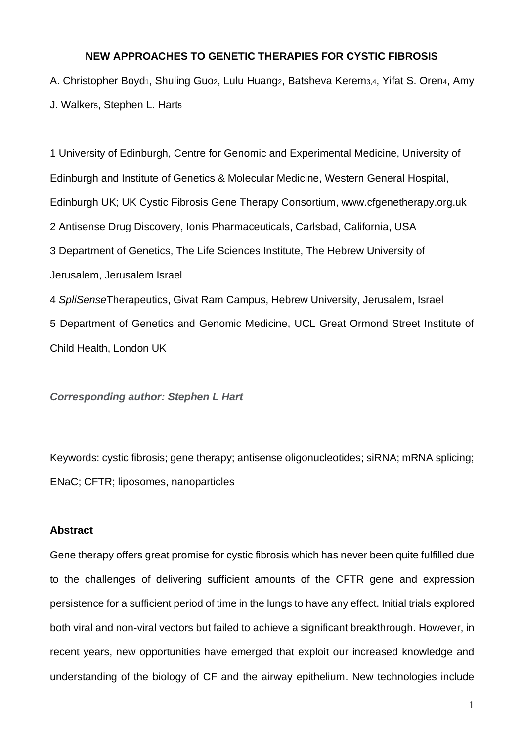# NEW APPROACHES TO GENETIC THERAPIES FOR CYSTIC FIBROSIS

A. Christopher Boyd[1], Shuling Guo[2], Lulu Huang[2], Batsheva Kerem[3,4], Yifat S. Oren[4], Amy J. Walker[5], Stephen L. Hart[5]

1 University of Edinburgh, Centre for Genomic and Experimental Medicine, University of Edinburgh and Institute of Genetics & Molecular Medicine, Western General Hospital, Edinburgh UK; UK Cystic Fibrosis Gene Therapy Consortium, www.cfgenetherapy.org.uk

2 Antisense Drug Discovery, Ionis Pharmaceuticals, Carlsbad, California, USA

3 Department of Genetics, The Life Sciences Institute, The Hebrew University of Jerusalem, Jerusalem Israel

4 *SpliSense*Therapeutics, Givat Ram Campus, Hebrew University, Jerusalem, Israel

5 Department of Genetics and Genomic Medicine, UCL Great Ormond Street Institute of Child Health, London UK

***Corresponding author: Stephen L Hart***

Keywords: cystic fibrosis; gene therapy; antisense oligonucleotides; siRNA; mRNA splicing; ENaC; CFTR; liposomes, nanoparticles

### Abstract

Gene therapy offers great promise for cystic fibrosis which has never been quite fulfilled due to the challenges of delivering sufficient amounts of the CFTR gene and expression persistence for a sufficient period of time in the lungs to have any effect. Initial trials explored both viral and non-viral vectors but failed to achieve a significant breakthrough. However, in recent years, new opportunities have emerged that exploit our increased knowledge and understanding of the biology of CF and the airway epithelium. New technologies include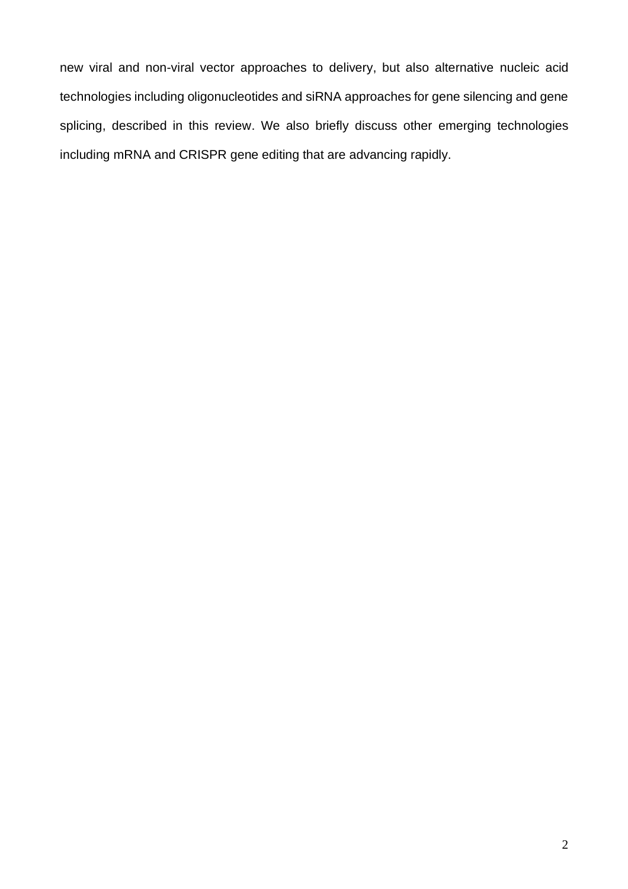new viral and non-viral vector approaches to delivery, but also alternative nucleic acid technologies including oligonucleotides and siRNA approaches for gene silencing and gene splicing, described in this review. We also briefly discuss other emerging technologies including mRNA and CRISPR gene editing that are advancing rapidly.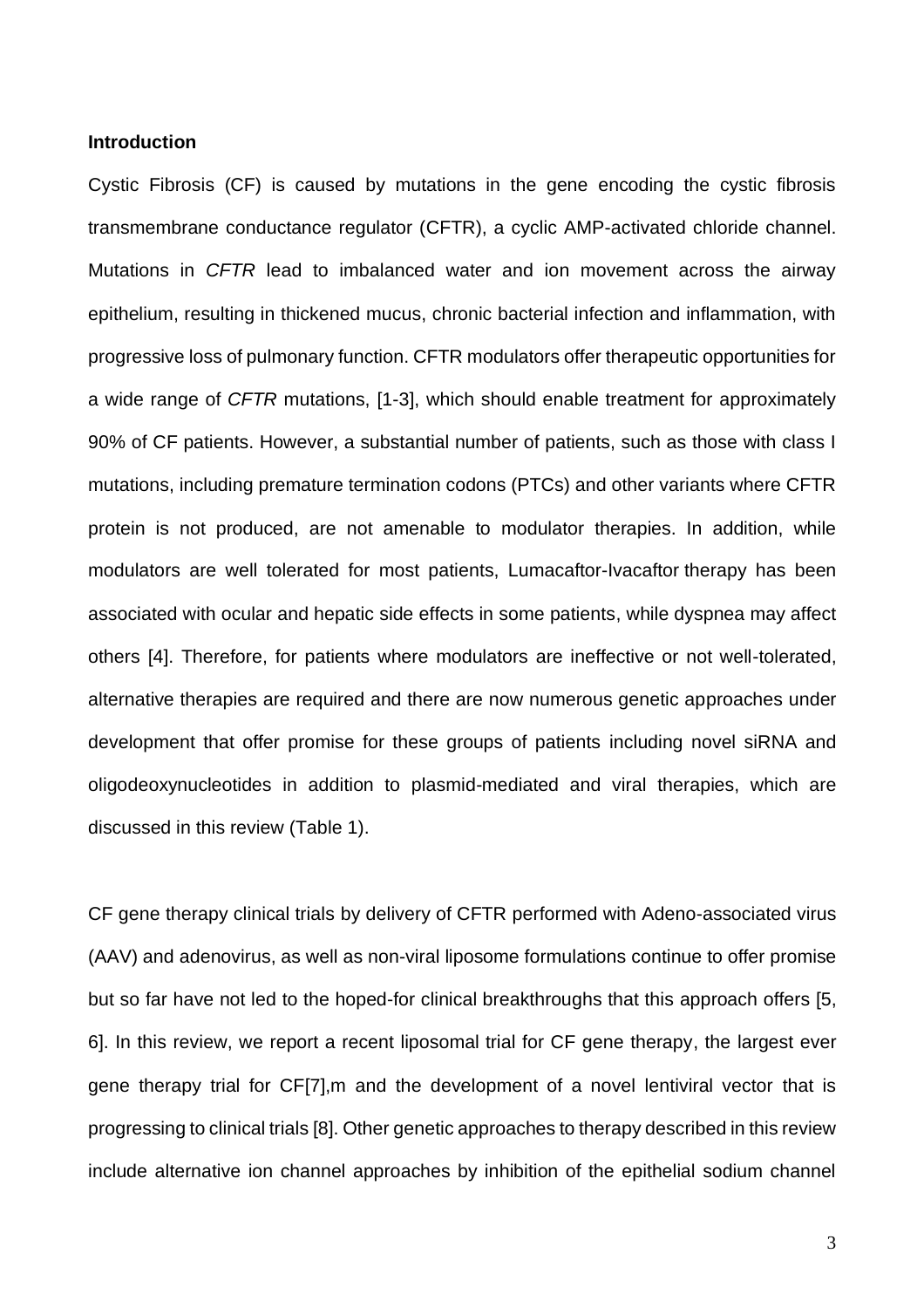**Introduction**

Cystic Fibrosis (CF) is caused by mutations in the gene encoding the cystic fibrosis transmembrane conductance regulator (CFTR), a cyclic AMP-activated chloride channel. Mutations in *CFTR* lead to imbalanced water and ion movement across the airway epithelium, resulting in thickened mucus, chronic bacterial infection and inflammation, with progressive loss of pulmonary function. CFTR modulators offer therapeutic opportunities for a wide range of *CFTR* mutations, [1-3], which should enable treatment for approximately 90% of CF patients. However, a substantial number of patients, such as those with class I mutations, including premature termination codons (PTCs) and other variants where CFTR protein is not produced, are not amenable to modulator therapies. In addition, while modulators are well tolerated for most patients, Lumacaftor-Ivacaftor therapy has been associated with ocular and hepatic side effects in some patients, while dyspnea may affect others [4]. Therefore, for patients where modulators are ineffective or not well-tolerated, alternative therapies are required and there are now numerous genetic approaches under development that offer promise for these groups of patients including novel siRNA and oligodeoxynucleotides in addition to plasmid-mediated and viral therapies, which are discussed in this review (Table 1).

CF gene therapy clinical trials by delivery of CFTR performed with Adeno-associated virus (AAV) and adenovirus, as well as non-viral liposome formulations continue to offer promise but so far have not led to the hoped-for clinical breakthroughs that this approach offers [5, 6]. In this review, we report a recent liposomal trial for CF gene therapy, the largest ever gene therapy trial for CF[7],m and the development of a novel lentiviral vector that is progressing to clinical trials [8]. Other genetic approaches to therapy described in this review include alternative ion channel approaches by inhibition of the epithelial sodium channel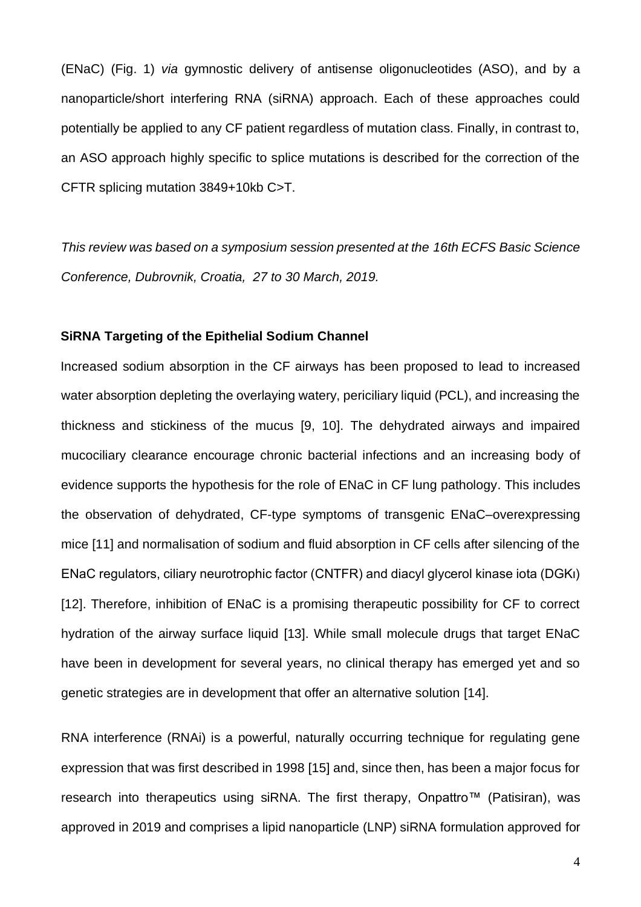(ENaC) (Fig. 1) *via* gymnostic delivery of antisense oligonucleotides (ASO), and by a nanoparticle/short interfering RNA (siRNA) approach. Each of these approaches could potentially be applied to any CF patient regardless of mutation class. Finally, in contrast to, an ASO approach highly specific to splice mutations is described for the correction of the CFTR splicing mutation 3849+10kb C>T.

*This review was based on a symposium session presented at the 16th ECFS Basic Science Conference, Dubrovnik, Croatia, 27 to 30 March, 2019.*

**SiRNA Targeting of the Epithelial Sodium Channel**

Increased sodium absorption in the CF airways has been proposed to lead to increased water absorption depleting the overlaying watery, periciliary liquid (PCL), and increasing the thickness and stickiness of the mucus [9, 10]. The dehydrated airways and impaired mucociliary clearance encourage chronic bacterial infections and an increasing body of evidence supports the hypothesis for the role of ENaC in CF lung pathology. This includes the observation of dehydrated, CF-type symptoms of transgenic ENaC–overexpressing mice [11] and normalisation of sodium and fluid absorption in CF cells after silencing of the ENaC regulators, ciliary neurotrophic factor (CNTFR) and diacyl glycerol kinase iota (DGKι) [12]. Therefore, inhibition of ENaC is a promising therapeutic possibility for CF to correct hydration of the airway surface liquid [13]. While small molecule drugs that target ENaC have been in development for several years, no clinical therapy has emerged yet and so genetic strategies are in development that offer an alternative solution [14].

RNA interference (RNAi) is a powerful, naturally occurring technique for regulating gene expression that was first described in 1998 [15] and, since then, has been a major focus for research into therapeutics using siRNA. The first therapy, Onpattro™ (Patisiran), was approved in 2019 and comprises a lipid nanoparticle (LNP) siRNA formulation approved for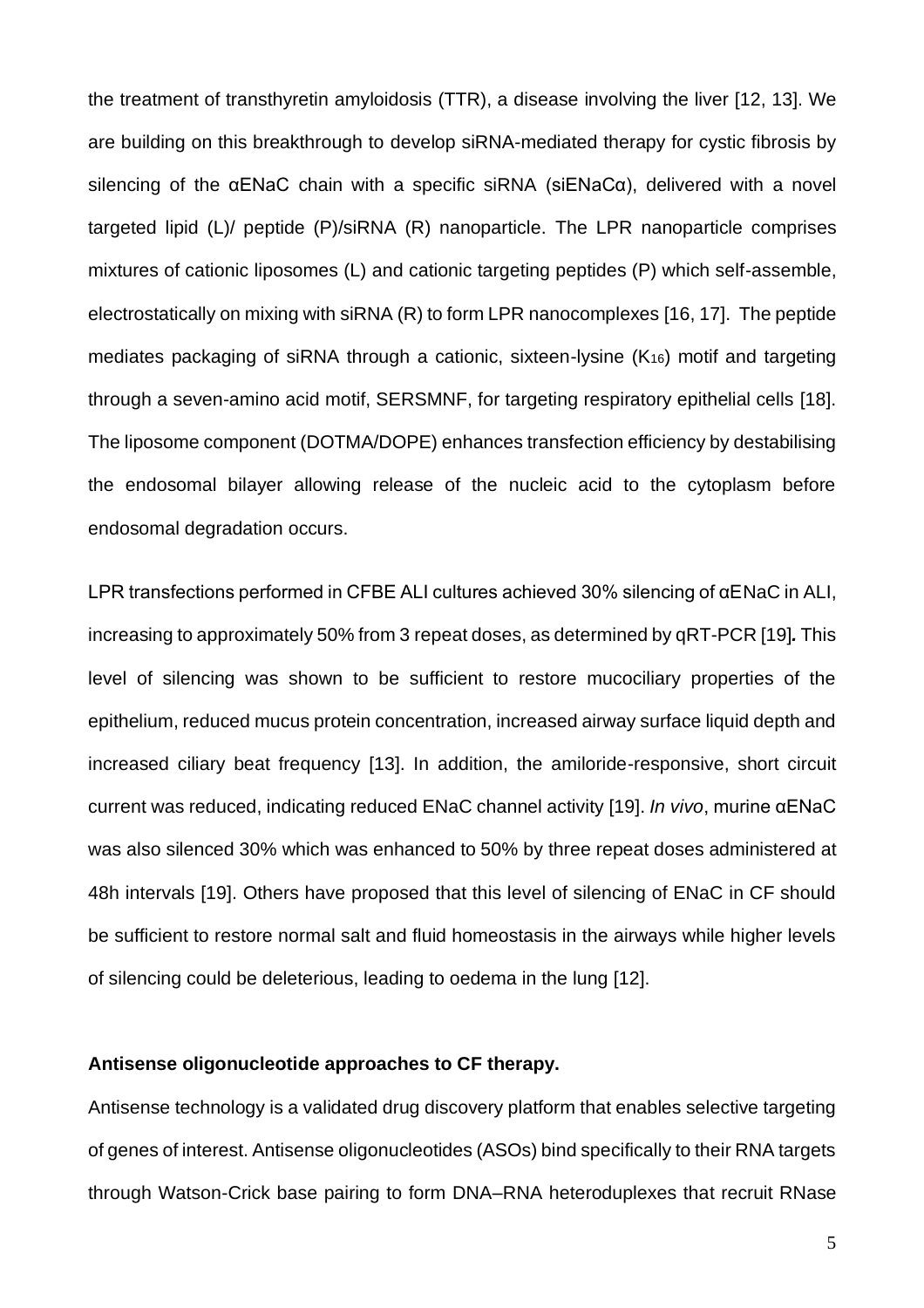the treatment of transthyretin amyloidosis (TTR), a disease involving the liver [12, 13]. We are building on this breakthrough to develop siRNA-mediated therapy for cystic fibrosis by silencing of the αENaC chain with a specific siRNA (siENaCα), delivered with a novel targeted lipid (L)/ peptide (P)/siRNA (R) nanoparticle. The LPR nanoparticle comprises mixtures of cationic liposomes (L) and cationic targeting peptides (P) which self-assemble, electrostatically on mixing with siRNA (R) to form LPR nanocomplexes [16, 17]. The peptide mediates packaging of siRNA through a cationic, sixteen-lysine ($K_{16}$) motif and targeting through a seven-amino acid motif, SERSMNF, for targeting respiratory epithelial cells [18]. The liposome component (DOTMA/DOPE) enhances transfection efficiency by destabilising the endosomal bilayer allowing release of the nucleic acid to the cytoplasm before endosomal degradation occurs.

LPR transfections performed in CFBE ALI cultures achieved 30% silencing of αENaC in ALI, increasing to approximately 50% from 3 repeat doses, as determined by qRT-PCR [19]**.** This level of silencing was shown to be sufficient to restore mucociliary properties of the epithelium, reduced mucus protein concentration, increased airway surface liquid depth and increased ciliary beat frequency [13]. In addition, the amiloride-responsive, short circuit current was reduced, indicating reduced ENaC channel activity [19]. *In vivo*, murine αENaC was also silenced 30% which was enhanced to 50% by three repeat doses administered at 48h intervals [19]. Others have proposed that this level of silencing of ENaC in CF should be sufficient to restore normal salt and fluid homeostasis in the airways while higher levels of silencing could be deleterious, leading to oedema in the lung [12].

**Antisense oligonucleotide approaches to CF therapy.**

Antisense technology is a validated drug discovery platform that enables selective targeting of genes of interest. Antisense oligonucleotides (ASOs) bind specifically to their RNA targets through Watson-Crick base pairing to form DNA–RNA heteroduplexes that recruit RNase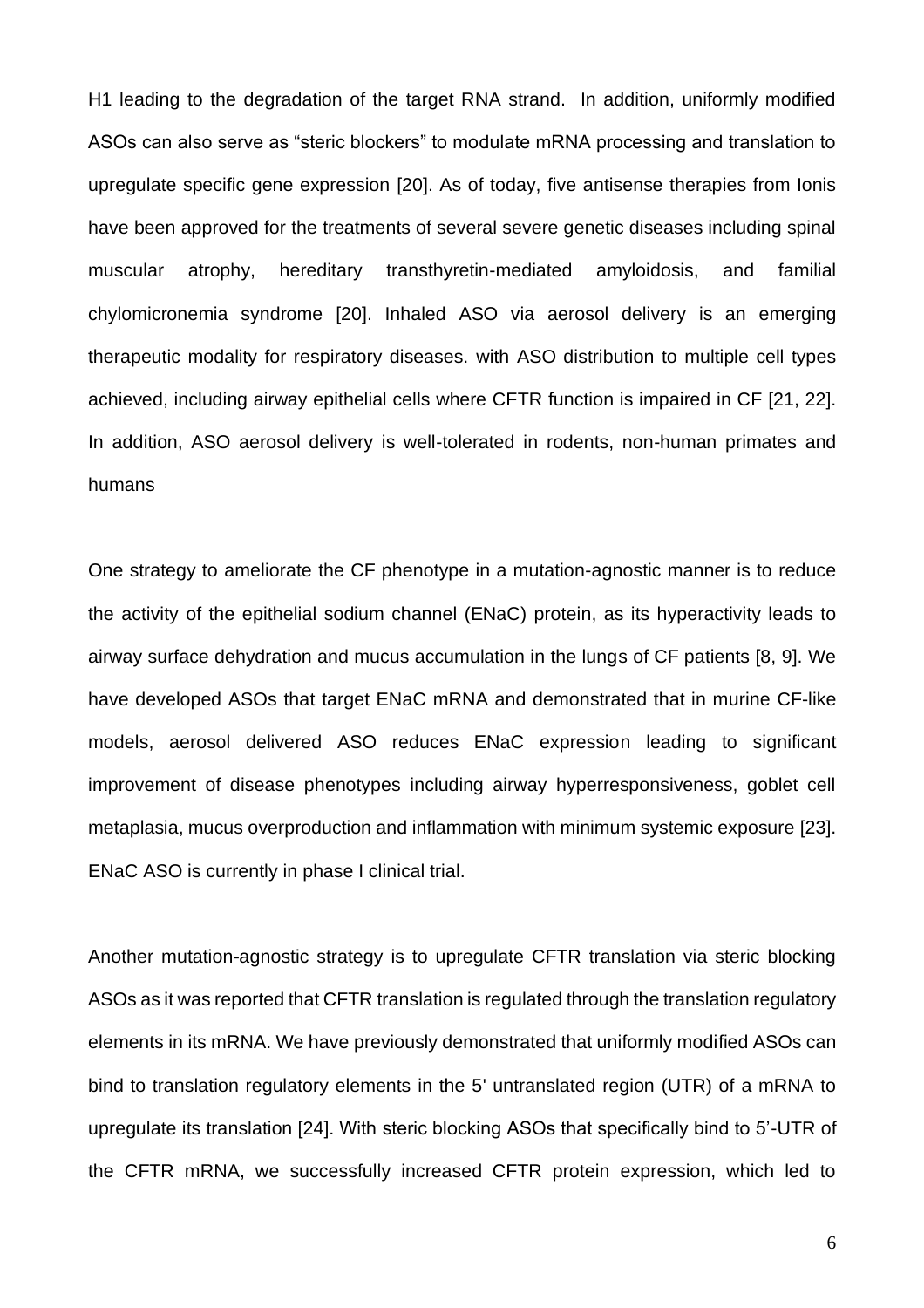H1 leading to the degradation of the target RNA strand. In addition, uniformly modified ASOs can also serve as "steric blockers" to modulate mRNA processing and translation to upregulate specific gene expression [20]. As of today, five antisense therapies from Ionis have been approved for the treatments of several severe genetic diseases including spinal muscular atrophy, hereditary transthyretin-mediated amyloidosis, and familial chylomicronemia syndrome [20]. Inhaled ASO via aerosol delivery is an emerging therapeutic modality for respiratory diseases. with ASO distribution to multiple cell types achieved, including airway epithelial cells where CFTR function is impaired in CF [21, 22]. In addition, ASO aerosol delivery is well-tolerated in rodents, non-human primates and humans

One strategy to ameliorate the CF phenotype in a mutation-agnostic manner is to reduce the activity of the epithelial sodium channel (ENaC) protein, as its hyperactivity leads to airway surface dehydration and mucus accumulation in the lungs of CF patients [8, 9]. We have developed ASOs that target ENaC mRNA and demonstrated that in murine CF-like models, aerosol delivered ASO reduces ENaC expression leading to significant improvement of disease phenotypes including airway hyperresponsiveness, goblet cell metaplasia, mucus overproduction and inflammation with minimum systemic exposure [23]. ENaC ASO is currently in phase I clinical trial.

Another mutation-agnostic strategy is to upregulate CFTR translation via steric blocking ASOs as it was reported that CFTR translation is regulated through the translation regulatory elements in its mRNA. We have previously demonstrated that uniformly modified ASOs can bind to translation regulatory elements in the 5' untranslated region (UTR) of a mRNA to upregulate its translation [24]. With steric blocking ASOs that specifically bind to 5'-UTR of the CFTR mRNA, we successfully increased CFTR protein expression, which led to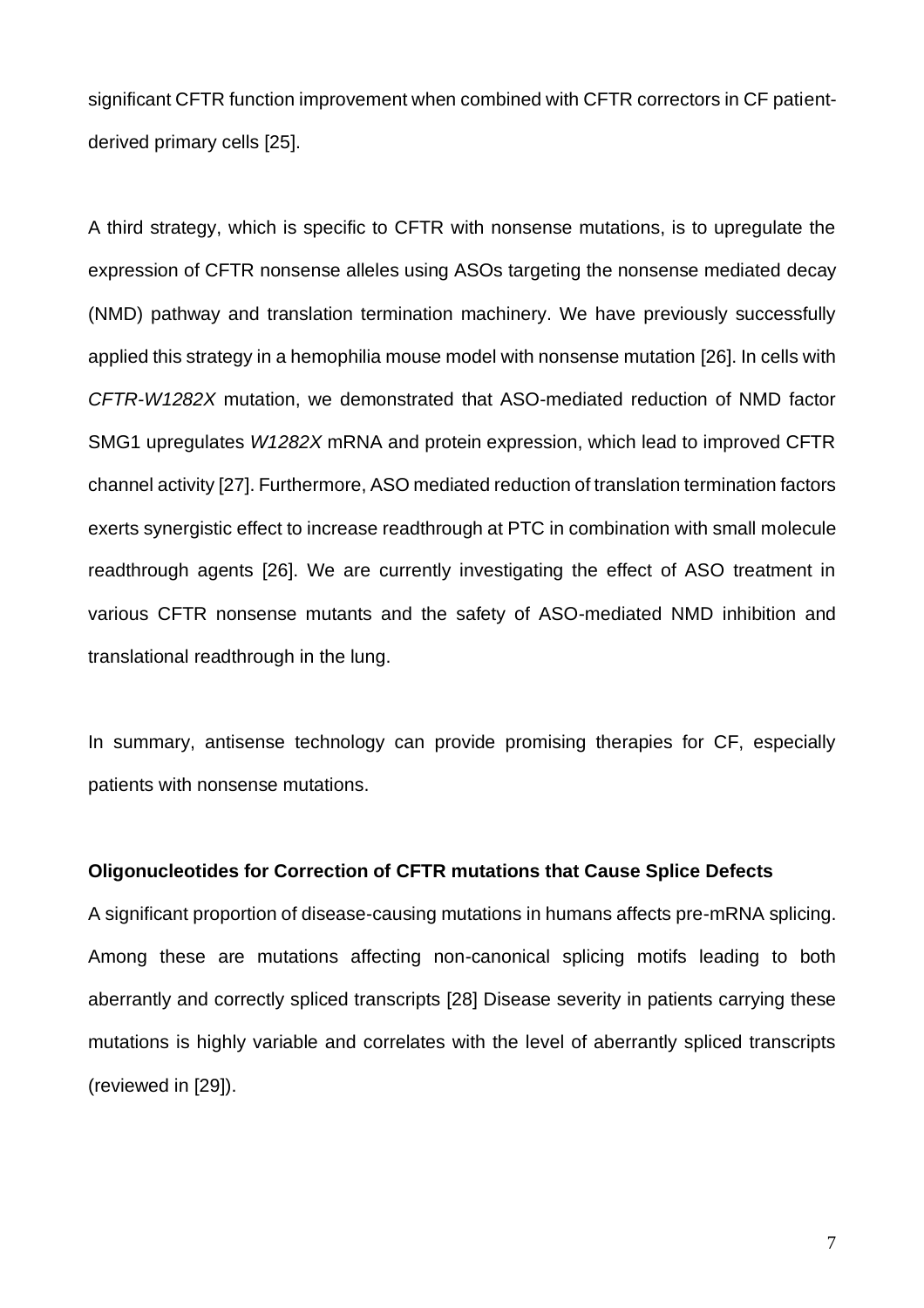significant CFTR function improvement when combined with CFTR correctors in CF patient-derived primary cells [25].

A third strategy, which is specific to CFTR with nonsense mutations, is to upregulate the expression of CFTR nonsense alleles using ASOs targeting the nonsense mediated decay (NMD) pathway and translation termination machinery. We have previously successfully applied this strategy in a hemophilia mouse model with nonsense mutation [26]. In cells with *CFTR-W1282X* mutation, we demonstrated that ASO-mediated reduction of NMD factor SMG1 upregulates *W1282X* mRNA and protein expression, which lead to improved CFTR channel activity [27]. Furthermore, ASO mediated reduction of translation termination factors exerts synergistic effect to increase readthrough at PTC in combination with small molecule readthrough agents [26]. We are currently investigating the effect of ASO treatment in various CFTR nonsense mutants and the safety of ASO-mediated NMD inhibition and translational readthrough in the lung.

In summary, antisense technology can provide promising therapies for CF, especially patients with nonsense mutations.

**Oligonucleotides for Correction of CFTR mutations that Cause Splice Defects**

A significant proportion of disease-causing mutations in humans affects pre-mRNA splicing. Among these are mutations affecting non-canonical splicing motifs leading to both aberrantly and correctly spliced transcripts [28] Disease severity in patients carrying these mutations is highly variable and correlates with the level of aberrantly spliced transcripts (reviewed in [29]).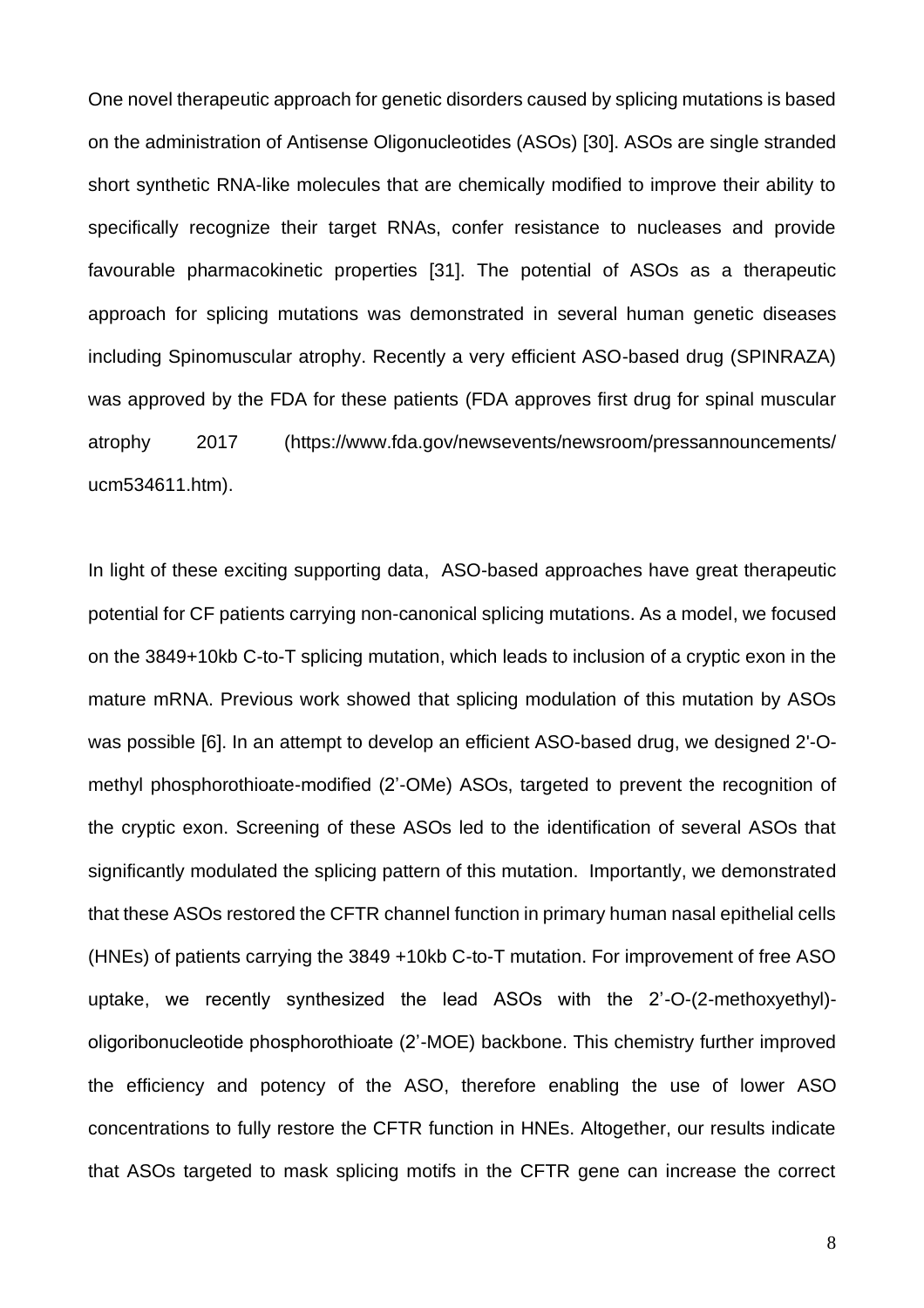One novel therapeutic approach for genetic disorders caused by splicing mutations is based on the administration of Antisense Oligonucleotides (ASOs) [30]. ASOs are single stranded short synthetic RNA-like molecules that are chemically modified to improve their ability to specifically recognize their target RNAs, confer resistance to nucleases and provide favourable pharmacokinetic properties [31]. The potential of ASOs as a therapeutic approach for splicing mutations was demonstrated in several human genetic diseases including Spinomuscular atrophy. Recently a very efficient ASO-based drug (SPINRAZA) was approved by the FDA for these patients (FDA approves first drug for spinal muscular atrophy 2017 (https://www.fda.gov/newsevents/newsroom/pressannouncements/ucm534611.htm).

In light of these exciting supporting data, ASO-based approaches have great therapeutic potential for CF patients carrying non-canonical splicing mutations. As a model, we focused on the 3849+10kb C-to-T splicing mutation, which leads to inclusion of a cryptic exon in the mature mRNA. Previous work showed that splicing modulation of this mutation by ASOs was possible [6]. In an attempt to develop an efficient ASO-based drug, we designed 2'-O-methyl phosphorothioate-modified (2'-OMe) ASOs, targeted to prevent the recognition of the cryptic exon. Screening of these ASOs led to the identification of several ASOs that significantly modulated the splicing pattern of this mutation. Importantly, we demonstrated that these ASOs restored the CFTR channel function in primary human nasal epithelial cells (HNEs) of patients carrying the 3849 +10kb C-to-T mutation. For improvement of free ASO uptake, we recently synthesized the lead ASOs with the 2'-O-(2-methoxyethyl)-oligoribonucleotide phosphorothioate (2'-MOE) backbone. This chemistry further improved the efficiency and potency of the ASO, therefore enabling the use of lower ASO concentrations to fully restore the CFTR function in HNEs. Altogether, our results indicate that ASOs targeted to mask splicing motifs in the CFTR gene can increase the correct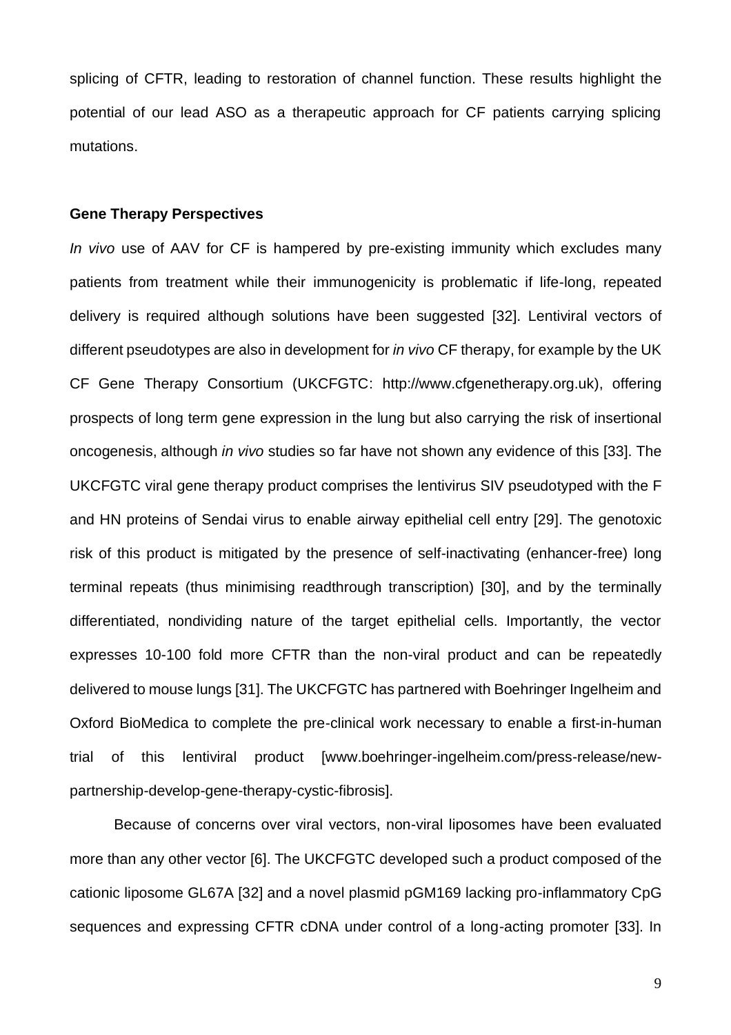splicing of CFTR, leading to restoration of channel function. These results highlight the potential of our lead ASO as a therapeutic approach for CF patients carrying splicing mutations.

**Gene Therapy Perspectives**

*In vivo* use of AAV for CF is hampered by pre-existing immunity which excludes many patients from treatment while their immunogenicity is problematic if life-long, repeated delivery is required although solutions have been suggested [32]. Lentiviral vectors of different pseudotypes are also in development for *in vivo* CF therapy, for example by the UK CF Gene Therapy Consortium (UKCFGTC: http://www.cfgenetherapy.org.uk), offering prospects of long term gene expression in the lung but also carrying the risk of insertional oncogenesis, although *in vivo* studies so far have not shown any evidence of this [33]. The UKCFGTC viral gene therapy product comprises the lentivirus SIV pseudotyped with the F and HN proteins of Sendai virus to enable airway epithelial cell entry [29]. The genotoxic risk of this product is mitigated by the presence of self-inactivating (enhancer-free) long terminal repeats (thus minimising readthrough transcription) [30], and by the terminally differentiated, nondividing nature of the target epithelial cells. Importantly, the vector expresses 10-100 fold more CFTR than the non-viral product and can be repeatedly delivered to mouse lungs [31]. The UKCFGTC has partnered with Boehringer Ingelheim and Oxford BioMedica to complete the pre-clinical work necessary to enable a first-in-human trial of this lentiviral product [www.boehringer-ingelheim.com/press-release/new-partnership-develop-gene-therapy-cystic-fibrosis].

Because of concerns over viral vectors, non-viral liposomes have been evaluated more than any other vector [6]. The UKCFGTC developed such a product composed of the cationic liposome GL67A [32] and a novel plasmid pGM169 lacking pro-inflammatory CpG sequences and expressing CFTR cDNA under control of a long-acting promoter [33]. In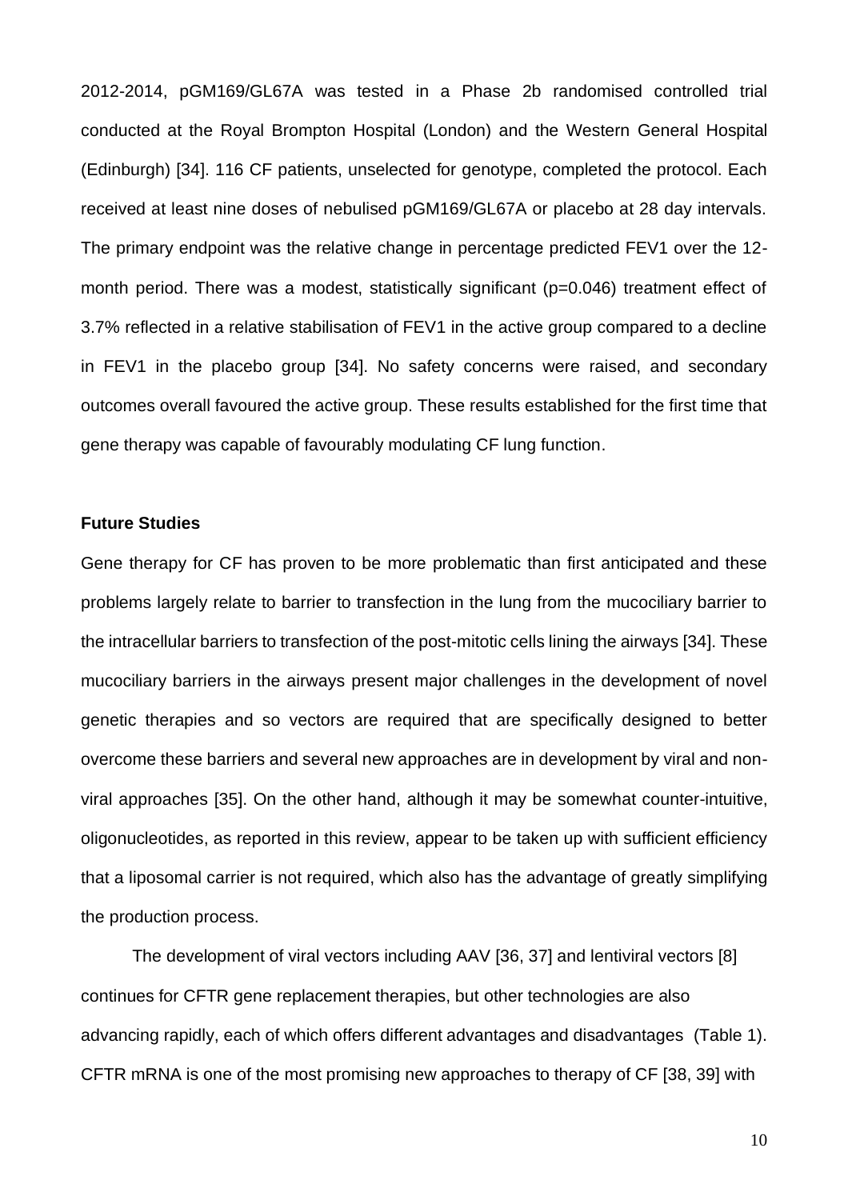2012-2014, pGM169/GL67A was tested in a Phase 2b randomised controlled trial conducted at the Royal Brompton Hospital (London) and the Western General Hospital (Edinburgh) [34]. 116 CF patients, unselected for genotype, completed the protocol. Each received at least nine doses of nebulised pGM169/GL67A or placebo at 28 day intervals. The primary endpoint was the relative change in percentage predicted FEV1 over the 12-month period. There was a modest, statistically significant (p=0.046) treatment effect of 3.7% reflected in a relative stabilisation of FEV1 in the active group compared to a decline in FEV1 in the placebo group [34]. No safety concerns were raised, and secondary outcomes overall favoured the active group. These results established for the first time that gene therapy was capable of favourably modulating CF lung function.

**Future Studies**

Gene therapy for CF has proven to be more problematic than first anticipated and these problems largely relate to barrier to transfection in the lung from the mucociliary barrier to the intracellular barriers to transfection of the post-mitotic cells lining the airways [34]. These mucociliary barriers in the airways present major challenges in the development of novel genetic therapies and so vectors are required that are specifically designed to better overcome these barriers and several new approaches are in development by viral and non-viral approaches [35]. On the other hand, although it may be somewhat counter-intuitive, oligonucleotides, as reported in this review, appear to be taken up with sufficient efficiency that a liposomal carrier is not required, which also has the advantage of greatly simplifying the production process.

The development of viral vectors including AAV [36, 37] and lentiviral vectors [8] continues for CFTR gene replacement therapies, but other technologies are also advancing rapidly, each of which offers different advantages and disadvantages (Table 1). CFTR mRNA is one of the most promising new approaches to therapy of CF [38, 39] with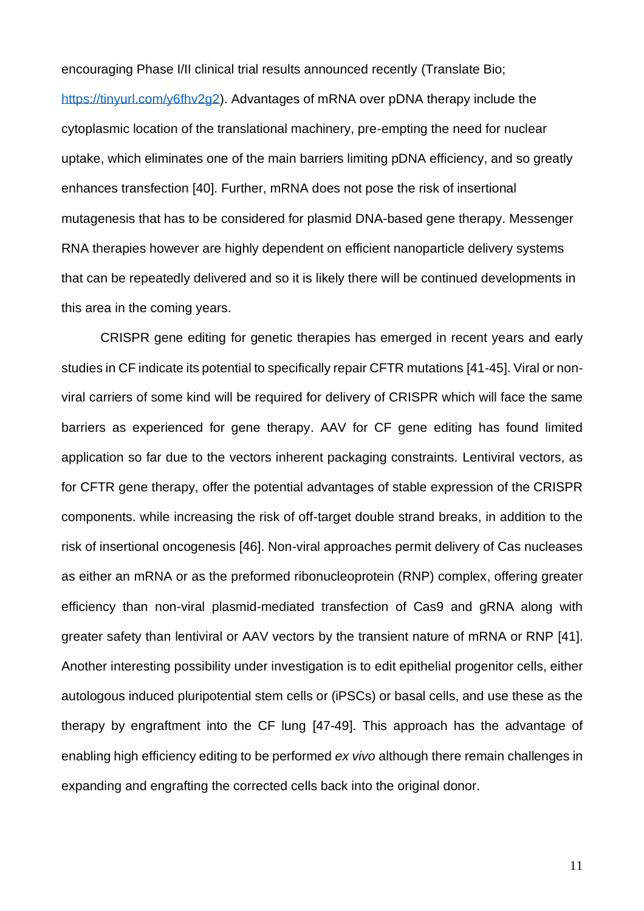encouraging Phase I/II clinical trial results announced recently (Translate Bio; https://tinyurl.com/y6fhv2g2). Advantages of mRNA over pDNA therapy include the cytoplasmic location of the translational machinery, pre-empting the need for nuclear uptake, which eliminates one of the main barriers limiting pDNA efficiency, and so greatly enhances transfection [40]. Further, mRNA does not pose the risk of insertional mutagenesis that has to be considered for plasmid DNA-based gene therapy. Messenger RNA therapies however are highly dependent on efficient nanoparticle delivery systems that can be repeatedly delivered and so it is likely there will be continued developments in this area in the coming years.

CRISPR gene editing for genetic therapies has emerged in recent years and early studies in CF indicate its potential to specifically repair CFTR mutations [41-45]. Viral or non-viral carriers of some kind will be required for delivery of CRISPR which will face the same barriers as experienced for gene therapy. AAV for CF gene editing has found limited application so far due to the vectors inherent packaging constraints. Lentiviral vectors, as for CFTR gene therapy, offer the potential advantages of stable expression of the CRISPR components. while increasing the risk of off-target double strand breaks, in addition to the risk of insertional oncogenesis [46]. Non-viral approaches permit delivery of Cas nucleases as either an mRNA or as the preformed ribonucleoprotein (RNP) complex, offering greater efficiency than non-viral plasmid-mediated transfection of Cas9 and gRNA along with greater safety than lentiviral or AAV vectors by the transient nature of mRNA or RNP [41]. Another interesting possibility under investigation is to edit epithelial progenitor cells, either autologous induced pluripotential stem cells or (iPSCs) or basal cells, and use these as the therapy by engraftment into the CF lung [47-49]. This approach has the advantage of enabling high efficiency editing to be performed *ex vivo* although there remain challenges in expanding and engrafting the corrected cells back into the original donor.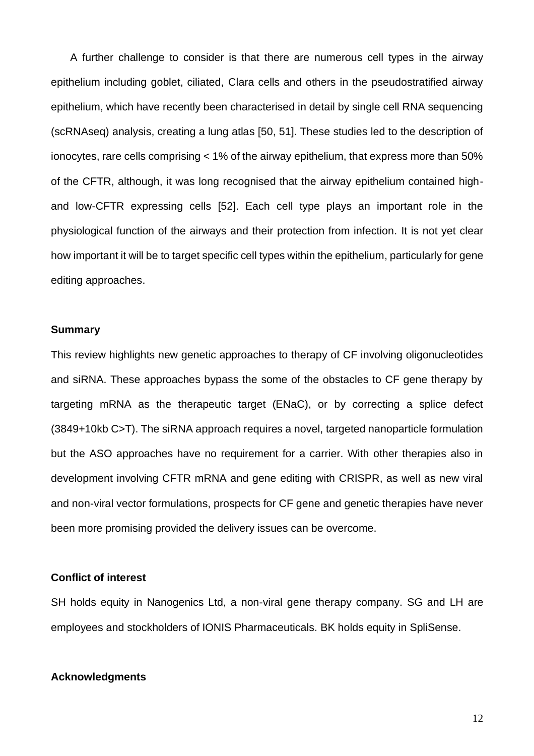A further challenge to consider is that there are numerous cell types in the airway epithelium including goblet, ciliated, Clara cells and others in the pseudostratified airway epithelium, which have recently been characterised in detail by single cell RNA sequencing (scRNAseq) analysis, creating a lung atlas [50, 51]. These studies led to the description of ionocytes, rare cells comprising < 1% of the airway epithelium, that express more than 50% of the CFTR, although, it was long recognised that the airway epithelium contained high- and low-CFTR expressing cells [52]. Each cell type plays an important role in the physiological function of the airways and their protection from infection. It is not yet clear how important it will be to target specific cell types within the epithelium, particularly for gene editing approaches.

**Summary**

This review highlights new genetic approaches to therapy of CF involving oligonucleotides and siRNA. These approaches bypass the some of the obstacles to CF gene therapy by targeting mRNA as the therapeutic target (ENaC), or by correcting a splice defect (3849+10kb C>T). The siRNA approach requires a novel, targeted nanoparticle formulation but the ASO approaches have no requirement for a carrier. With other therapies also in development involving CFTR mRNA and gene editing with CRISPR, as well as new viral and non-viral vector formulations, prospects for CF gene and genetic therapies have never been more promising provided the delivery issues can be overcome.

**Conflict of interest**

SH holds equity in Nanogenics Ltd, a non-viral gene therapy company. SG and LH are employees and stockholders of IONIS Pharmaceuticals. BK holds equity in SpliSense.

**Acknowledgments**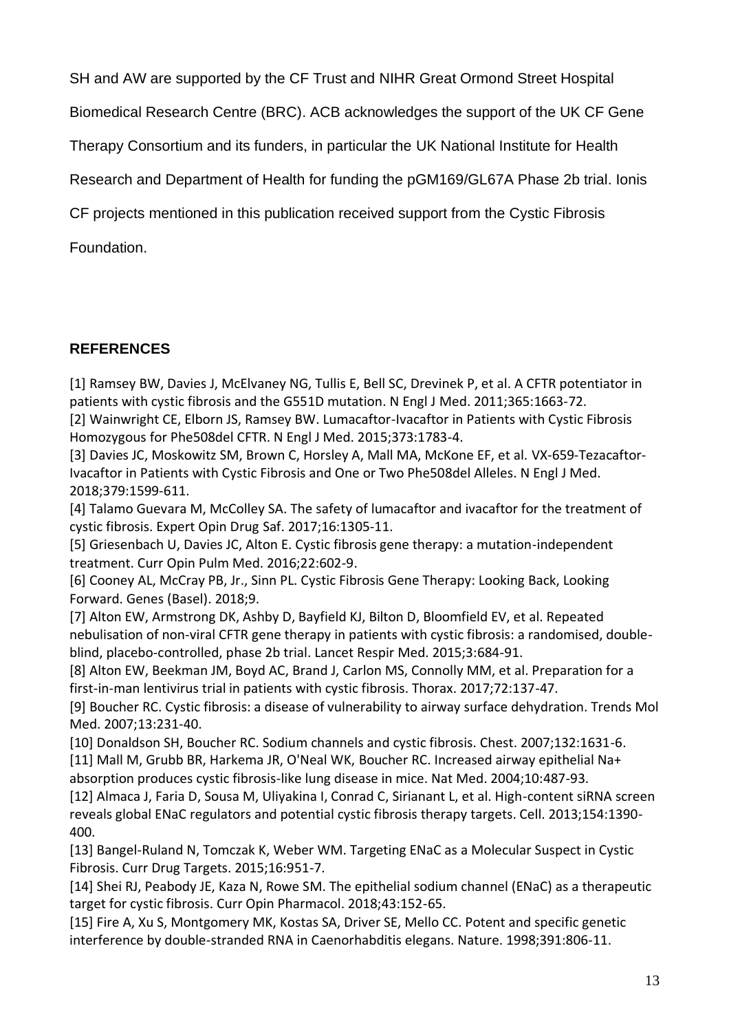SH and AW are supported by the CF Trust and NIHR Great Ormond Street Hospital Biomedical Research Centre (BRC). ACB acknowledges the support of the UK CF Gene Therapy Consortium and its funders, in particular the UK National Institute for Health Research and Department of Health for funding the pGM169/GL67A Phase 2b trial. Ionis CF projects mentioned in this publication received support from the Cystic Fibrosis Foundation.

## REFERENCES

[1] Ramsey BW, Davies J, McElvaney NG, Tullis E, Bell SC, Drevinek P, et al. A CFTR potentiator in patients with cystic fibrosis and the G551D mutation. N Engl J Med. 2011;365:1663-72.

[2] Wainwright CE, Elborn JS, Ramsey BW. Lumacaftor-Ivacaftor in Patients with Cystic Fibrosis Homozygous for Phe508del CFTR. N Engl J Med. 2015;373:1783-4.

[3] Davies JC, Moskowitz SM, Brown C, Horsley A, Mall MA, McKone EF, et al. VX-659-Tezacaftor-Ivacaftor in Patients with Cystic Fibrosis and One or Two Phe508del Alleles. N Engl J Med. 2018;379:1599-611.

[4] Talamo Guevara M, McColley SA. The safety of lumacaftor and ivacaftor for the treatment of cystic fibrosis. Expert Opin Drug Saf. 2017;16:1305-11.

[5] Griesenbach U, Davies JC, Alton E. Cystic fibrosis gene therapy: a mutation-independent treatment. Curr Opin Pulm Med. 2016;22:602-9.

[6] Cooney AL, McCray PB, Jr., Sinn PL. Cystic Fibrosis Gene Therapy: Looking Back, Looking Forward. Genes (Basel). 2018;9.

[7] Alton EW, Armstrong DK, Ashby D, Bayfield KJ, Bilton D, Bloomfield EV, et al. Repeated nebulisation of non-viral CFTR gene therapy in patients with cystic fibrosis: a randomised, double-blind, placebo-controlled, phase 2b trial. Lancet Respir Med. 2015;3:684-91.

[8] Alton EW, Beekman JM, Boyd AC, Brand J, Carlon MS, Connolly MM, et al. Preparation for a first-in-man lentivirus trial in patients with cystic fibrosis. Thorax. 2017;72:137-47.

[9] Boucher RC. Cystic fibrosis: a disease of vulnerability to airway surface dehydration. Trends Mol Med. 2007;13:231-40.

[10] Donaldson SH, Boucher RC. Sodium channels and cystic fibrosis. Chest. 2007;132:1631-6.

[11] Mall M, Grubb BR, Harkema JR, O'Neal WK, Boucher RC. Increased airway epithelial Na+ absorption produces cystic fibrosis-like lung disease in mice. Nat Med. 2004;10:487-93.

[12] Almaca J, Faria D, Sousa M, Uliyakina I, Conrad C, Sirianant L, et al. High-content siRNA screen reveals global ENaC regulators and potential cystic fibrosis therapy targets. Cell. 2013;154:1390-400.

[13] Bangel-Ruland N, Tomczak K, Weber WM. Targeting ENaC as a Molecular Suspect in Cystic Fibrosis. Curr Drug Targets. 2015;16:951-7.

[14] Shei RJ, Peabody JE, Kaza N, Rowe SM. The epithelial sodium channel (ENaC) as a therapeutic target for cystic fibrosis. Curr Opin Pharmacol. 2018;43:152-65.

[15] Fire A, Xu S, Montgomery MK, Kostas SA, Driver SE, Mello CC. Potent and specific genetic interference by double-stranded RNA in Caenorhabditis elegans. Nature. 1998;391:806-11.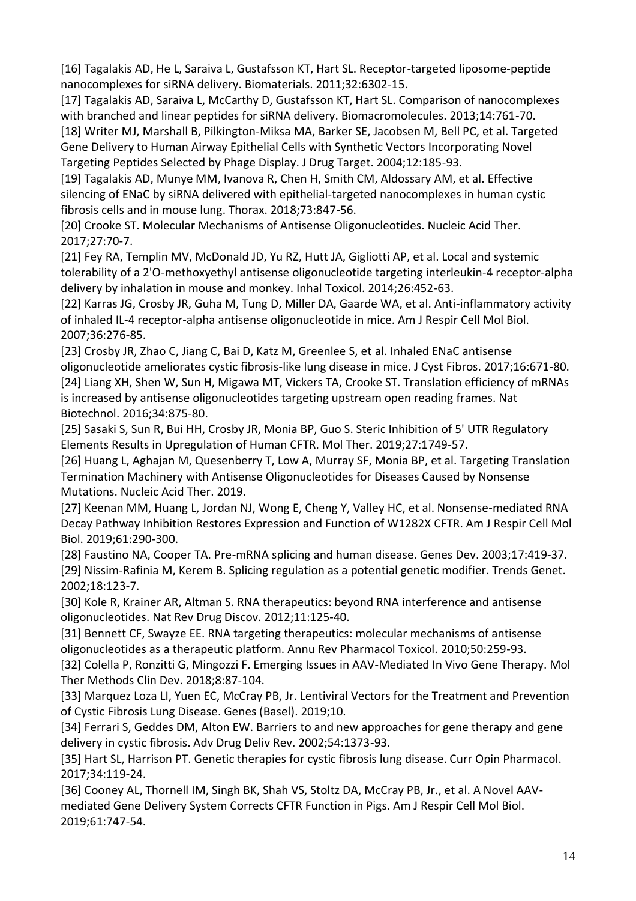[16] Tagalakis AD, He L, Saraiva L, Gustafsson KT, Hart SL. Receptor-targeted liposome-peptide nanocomplexes for siRNA delivery. Biomaterials. 2011;32:6302-15.

[17] Tagalakis AD, Saraiva L, McCarthy D, Gustafsson KT, Hart SL. Comparison of nanocomplexes with branched and linear peptides for siRNA delivery. Biomacromolecules. 2013;14:761-70.

[18] Writer MJ, Marshall B, Pilkington-Miksa MA, Barker SE, Jacobsen M, Bell PC, et al. Targeted Gene Delivery to Human Airway Epithelial Cells with Synthetic Vectors Incorporating Novel Targeting Peptides Selected by Phage Display. J Drug Target. 2004;12:185-93.

[19] Tagalakis AD, Munye MM, Ivanova R, Chen H, Smith CM, Aldossary AM, et al. Effective silencing of ENaC by siRNA delivered with epithelial-targeted nanocomplexes in human cystic fibrosis cells and in mouse lung. Thorax. 2018;73:847-56.

[20] Crooke ST. Molecular Mechanisms of Antisense Oligonucleotides. Nucleic Acid Ther. 2017;27:70-7.

[21] Fey RA, Templin MV, McDonald JD, Yu RZ, Hutt JA, Gigliotti AP, et al. Local and systemic tolerability of a 2'O-methoxyethyl antisense oligonucleotide targeting interleukin-4 receptor-alpha delivery by inhalation in mouse and monkey. Inhal Toxicol. 2014;26:452-63.

[22] Karras JG, Crosby JR, Guha M, Tung D, Miller DA, Gaarde WA, et al. Anti-inflammatory activity of inhaled IL-4 receptor-alpha antisense oligonucleotide in mice. Am J Respir Cell Mol Biol. 2007;36:276-85.

[23] Crosby JR, Zhao C, Jiang C, Bai D, Katz M, Greenlee S, et al. Inhaled ENaC antisense oligonucleotide ameliorates cystic fibrosis-like lung disease in mice. J Cyst Fibros. 2017;16:671-80.

[24] Liang XH, Shen W, Sun H, Migawa MT, Vickers TA, Crooke ST. Translation efficiency of mRNAs is increased by antisense oligonucleotides targeting upstream open reading frames. Nat Biotechnol. 2016;34:875-80.

[25] Sasaki S, Sun R, Bui HH, Crosby JR, Monia BP, Guo S. Steric Inhibition of 5' UTR Regulatory Elements Results in Upregulation of Human CFTR. Mol Ther. 2019;27:1749-57.

[26] Huang L, Aghajan M, Quesenberry T, Low A, Murray SF, Monia BP, et al. Targeting Translation Termination Machinery with Antisense Oligonucleotides for Diseases Caused by Nonsense Mutations. Nucleic Acid Ther. 2019.

[27] Keenan MM, Huang L, Jordan NJ, Wong E, Cheng Y, Valley HC, et al. Nonsense-mediated RNA Decay Pathway Inhibition Restores Expression and Function of W1282X CFTR. Am J Respir Cell Mol Biol. 2019;61:290-300.

[28] Faustino NA, Cooper TA. Pre-mRNA splicing and human disease. Genes Dev. 2003;17:419-37.

[29] Nissim-Rafinia M, Kerem B. Splicing regulation as a potential genetic modifier. Trends Genet. 2002;18:123-7.

[30] Kole R, Krainer AR, Altman S. RNA therapeutics: beyond RNA interference and antisense oligonucleotides. Nat Rev Drug Discov. 2012;11:125-40.

[31] Bennett CF, Swayze EE. RNA targeting therapeutics: molecular mechanisms of antisense oligonucleotides as a therapeutic platform. Annu Rev Pharmacol Toxicol. 2010;50:259-93.

[32] Colella P, Ronzitti G, Mingozzi F. Emerging Issues in AAV-Mediated In Vivo Gene Therapy. Mol Ther Methods Clin Dev. 2018;8:87-104.

[33] Marquez Loza LI, Yuen EC, McCray PB, Jr. Lentiviral Vectors for the Treatment and Prevention of Cystic Fibrosis Lung Disease. Genes (Basel). 2019;10.

[34] Ferrari S, Geddes DM, Alton EW. Barriers to and new approaches for gene therapy and gene delivery in cystic fibrosis. Adv Drug Deliv Rev. 2002;54:1373-93.

[35] Hart SL, Harrison PT. Genetic therapies for cystic fibrosis lung disease. Curr Opin Pharmacol. 2017;34:119-24.

[36] Cooney AL, Thornell IM, Singh BK, Shah VS, Stoltz DA, McCray PB, Jr., et al. A Novel AAV-mediated Gene Delivery System Corrects CFTR Function in Pigs. Am J Respir Cell Mol Biol. 2019;61:747-54.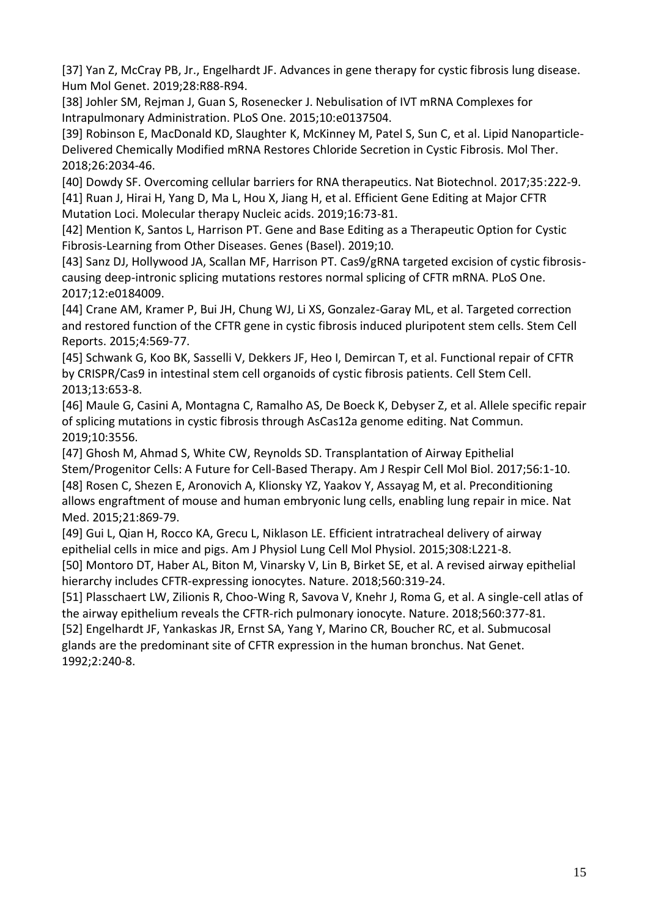[37] Yan Z, McCray PB, Jr., Engelhardt JF. Advances in gene therapy for cystic fibrosis lung disease. Hum Mol Genet. 2019;28:R88-R94.

[38] Johler SM, Rejman J, Guan S, Rosenecker J. Nebulisation of IVT mRNA Complexes for Intrapulmonary Administration. PLoS One. 2015;10:e0137504.

[39] Robinson E, MacDonald KD, Slaughter K, McKinney M, Patel S, Sun C, et al. Lipid Nanoparticle-Delivered Chemically Modified mRNA Restores Chloride Secretion in Cystic Fibrosis. Mol Ther. 2018;26:2034-46.

[40] Dowdy SF. Overcoming cellular barriers for RNA therapeutics. Nat Biotechnol. 2017;35:222-9.

[41] Ruan J, Hirai H, Yang D, Ma L, Hou X, Jiang H, et al. Efficient Gene Editing at Major CFTR Mutation Loci. Molecular therapy Nucleic acids. 2019;16:73-81.

[42] Mention K, Santos L, Harrison PT. Gene and Base Editing as a Therapeutic Option for Cystic Fibrosis-Learning from Other Diseases. Genes (Basel). 2019;10.

[43] Sanz DJ, Hollywood JA, Scallan MF, Harrison PT. Cas9/gRNA targeted excision of cystic fibrosis-causing deep-intronic splicing mutations restores normal splicing of CFTR mRNA. PLoS One. 2017;12:e0184009.

[44] Crane AM, Kramer P, Bui JH, Chung WJ, Li XS, Gonzalez-Garay ML, et al. Targeted correction and restored function of the CFTR gene in cystic fibrosis induced pluripotent stem cells. Stem Cell Reports. 2015;4:569-77.

[45] Schwank G, Koo BK, Sasselli V, Dekkers JF, Heo I, Demircan T, et al. Functional repair of CFTR by CRISPR/Cas9 in intestinal stem cell organoids of cystic fibrosis patients. Cell Stem Cell. 2013;13:653-8.

[46] Maule G, Casini A, Montagna C, Ramalho AS, De Boeck K, Debyser Z, et al. Allele specific repair of splicing mutations in cystic fibrosis through AsCas12a genome editing. Nat Commun. 2019;10:3556.

[47] Ghosh M, Ahmad S, White CW, Reynolds SD. Transplantation of Airway Epithelial Stem/Progenitor Cells: A Future for Cell-Based Therapy. Am J Respir Cell Mol Biol. 2017;56:1-10.

[48] Rosen C, Shezen E, Aronovich A, Klionsky YZ, Yaakov Y, Assayag M, et al. Preconditioning allows engraftment of mouse and human embryonic lung cells, enabling lung repair in mice. Nat Med. 2015;21:869-79.

[49] Gui L, Qian H, Rocco KA, Grecu L, Niklason LE. Efficient intratracheal delivery of airway epithelial cells in mice and pigs. Am J Physiol Lung Cell Mol Physiol. 2015;308:L221-8.

[50] Montoro DT, Haber AL, Biton M, Vinarsky V, Lin B, Birket SE, et al. A revised airway epithelial hierarchy includes CFTR-expressing ionocytes. Nature. 2018;560:319-24.

[51] Plasschaert LW, Zilionis R, Choo-Wing R, Savova V, Knehr J, Roma G, et al. A single-cell atlas of the airway epithelium reveals the CFTR-rich pulmonary ionocyte. Nature. 2018;560:377-81.

[52] Engelhardt JF, Yankaskas JR, Ernst SA, Yang Y, Marino CR, Boucher RC, et al. Submucosal glands are the predominant site of CFTR expression in the human bronchus. Nat Genet. 1992;2:240-8.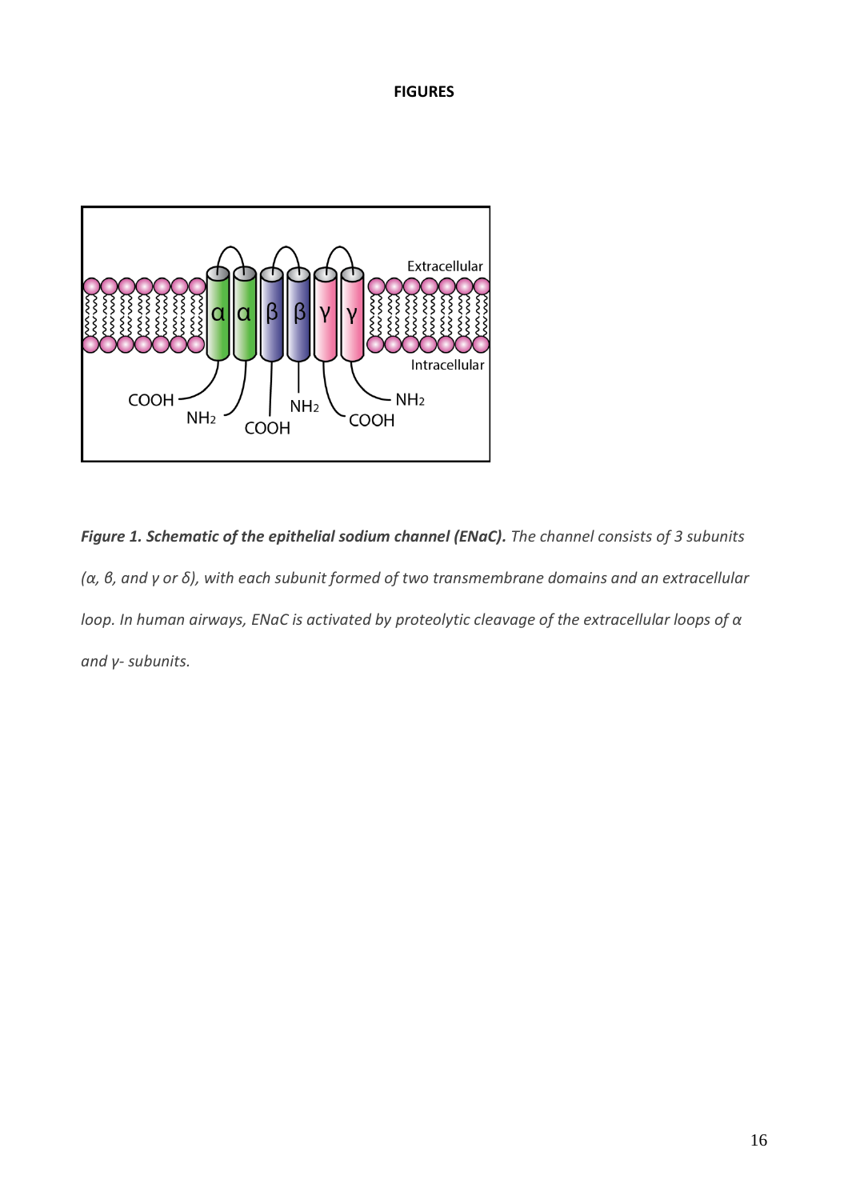**FIGURES**

***Figure 1. Schematic of the epithelial sodium channel (ENaC).*** *The channel consists of 3 subunits (α, β, and γ or δ), with each subunit formed of two transmembrane domains and an extracellular loop. In human airways, ENaC is activated by proteolytic cleavage of the extracellular loops of α and γ- subunits.*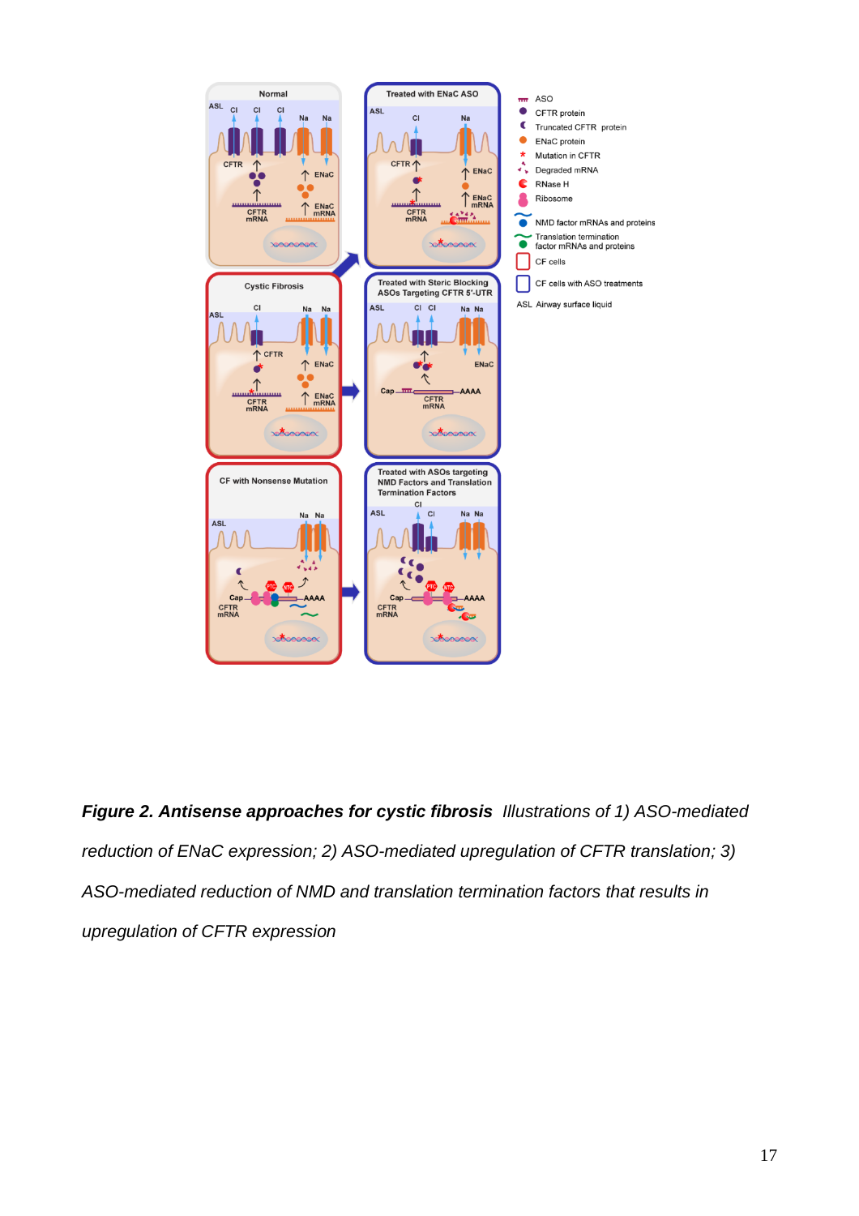***Figure 2. Antisense approaches for cystic fibrosis*** *Illustrations of 1) ASO-mediated reduction of ENaC expression; 2) ASO-mediated upregulation of CFTR translation; 3) ASO-mediated reduction of NMD and translation termination factors that results in upregulation of CFTR expression*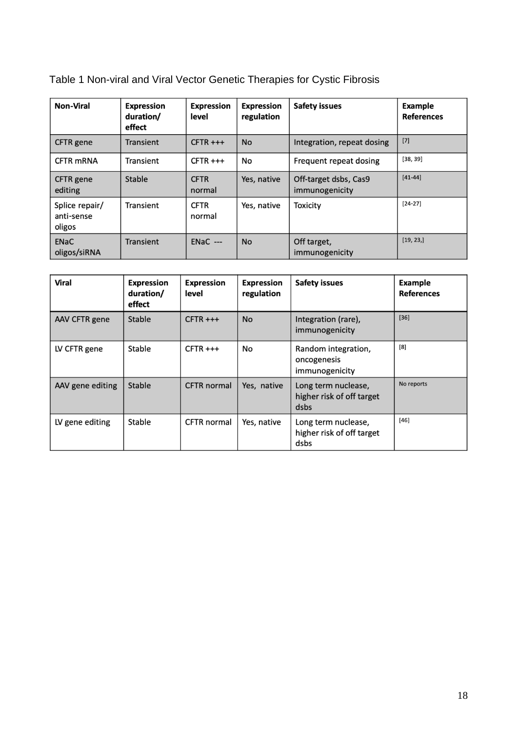Table 1 Non-viral and Viral Vector Genetic Therapies for Cystic Fibrosis

| Non-Viral | Expression duration/ effect | Expression level | Expression regulation | Safety issues | Example References |
|---|---|---|---|---|---|
| CFTR gene | Transient | CFTR +++ | No | Integration, repeat dosing | [7] |
| CFTR mRNA | Transient | CFTR +++ | No | Frequent repeat dosing | [38, 39] |
| CFTR gene editing | Stable | CFTR normal | Yes, native | Off-target dsbs, Cas9 immunogenicity | [41-44] |
| Splice repair/ anti-sense oligos | Transient | CFTR normal | Yes, native | Toxicity | [24-27] |
| ENaC oligos/siRNA | Transient | ENaC --- | No | Off target, immunogenicity | [19, 23,] |

| Viral | Expression duration/ effect | Expression level | Expression regulation | Safety issues | Example References |
|---|---|---|---|---|---|
| AAV CFTR gene | Stable | CFTR +++ | No | Integration (rare), immunogenicity | [36] |
| LV CFTR gene | Stable | CFTR +++ | No | Random integration, oncogenesis immunogenicity | [8] |
| AAV gene editing | Stable | CFTR normal | Yes, native | Long term nuclease, higher risk of off target dsbs | No reports |
| LV gene editing | Stable | CFTR normal | Yes, native | Long term nuclease, higher risk of off target dsbs | [46] |